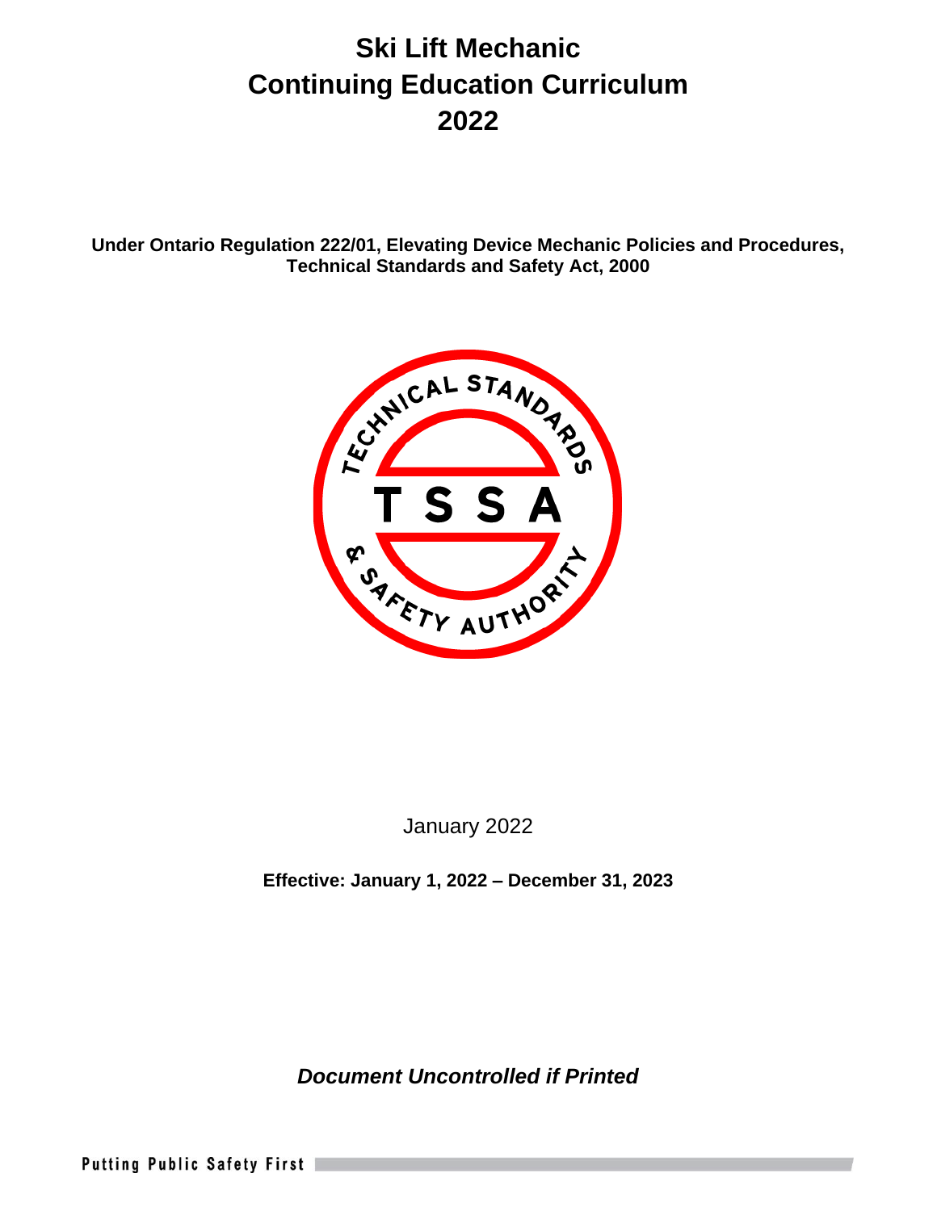# Ski Lift Mechanic Continuing Education Curriculum 2022

**Under Ontario Regulation 222/01, Elevating Device Mechanic Policies and Procedures, Technical Standards and Safety Act, 2000**

January 2022

**Effective: January 1, 2022 – December 31, 2023**

***Document Uncontrolled if Printed***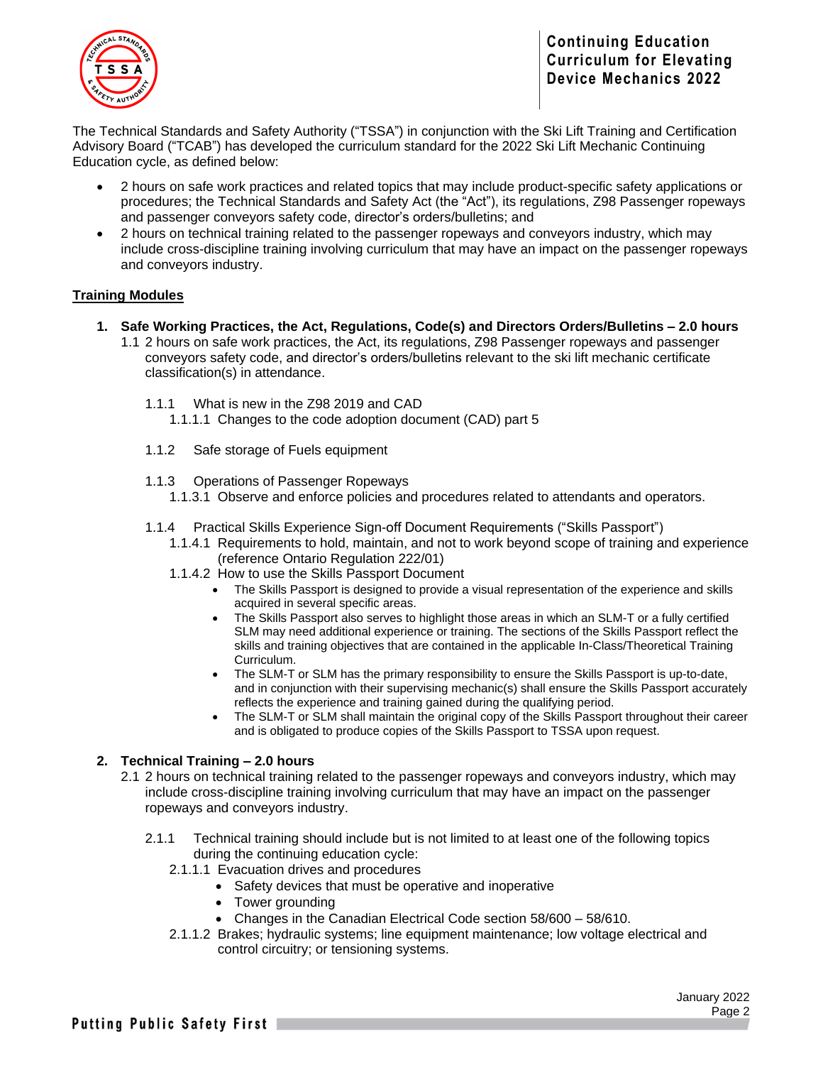The Technical Standards and Safety Authority ("TSSA") in conjunction with the Ski Lift Training and Certification Advisory Board ("TCAB") has developed the curriculum standard for the 2022 Ski Lift Mechanic Continuing Education cycle, as defined below:

- 2 hours on safe work practices and related topics that may include product-specific safety applications or procedures; the Technical Standards and Safety Act (the "Act"), its regulations, Z98 Passenger ropeways and passenger conveyors safety code, director's orders/bulletins; and
- 2 hours on technical training related to the passenger ropeways and conveyors industry, which may include cross-discipline training involving curriculum that may have an impact on the passenger ropeways and conveyors industry.

## Training Modules

1. **Safe Working Practices, the Act, Regulations, Code(s) and Directors Orders/Bulletins – 2.0 hours**

   1.1 2 hours on safe work practices, the Act, its regulations, Z98 Passenger ropeways and passenger conveyors safety code, and director's orders/bulletins relevant to the ski lift mechanic certificate classification(s) in attendance.

   1.1.1 What is new in the Z98 2019 and CAD

   1.1.1.1 Changes to the code adoption document (CAD) part 5

   1.1.2 Safe storage of Fuels equipment

   1.1.3 Operations of Passenger Ropeways

   1.1.3.1 Observe and enforce policies and procedures related to attendants and operators.

   1.1.4 Practical Skills Experience Sign-off Document Requirements ("Skills Passport")

   1.1.4.1 Requirements to hold, maintain, and not to work beyond scope of training and experience (reference Ontario Regulation 222/01)

   1.1.4.2 How to use the Skills Passport Document

   - The Skills Passport is designed to provide a visual representation of the experience and skills acquired in several specific areas.
   - The Skills Passport also serves to highlight those areas in which an SLM-T or a fully certified SLM may need additional experience or training. The sections of the Skills Passport reflect the skills and training objectives that are contained in the applicable In-Class/Theoretical Training Curriculum.
   - The SLM-T or SLM has the primary responsibility to ensure the Skills Passport is up-to-date, and in conjunction with their supervising mechanic(s) shall ensure the Skills Passport accurately reflects the experience and training gained during the qualifying period.
   - The SLM-T or SLM shall maintain the original copy of the Skills Passport throughout their career and is obligated to produce copies of the Skills Passport to TSSA upon request.

2. **Technical Training – 2.0 hours**

   2.1 2 hours on technical training related to the passenger ropeways and conveyors industry, which may include cross-discipline training involving curriculum that may have an impact on the passenger ropeways and conveyors industry.

   2.1.1 Technical training should include but is not limited to at least one of the following topics during the continuing education cycle:

   2.1.1.1 Evacuation drives and procedures

   - Safety devices that must be operative and inoperative
   - Tower grounding
   - Changes in the Canadian Electrical Code section 58/600 – 58/610.

   2.1.1.2 Brakes; hydraulic systems; line equipment maintenance; low voltage electrical and control circuitry; or tensioning systems.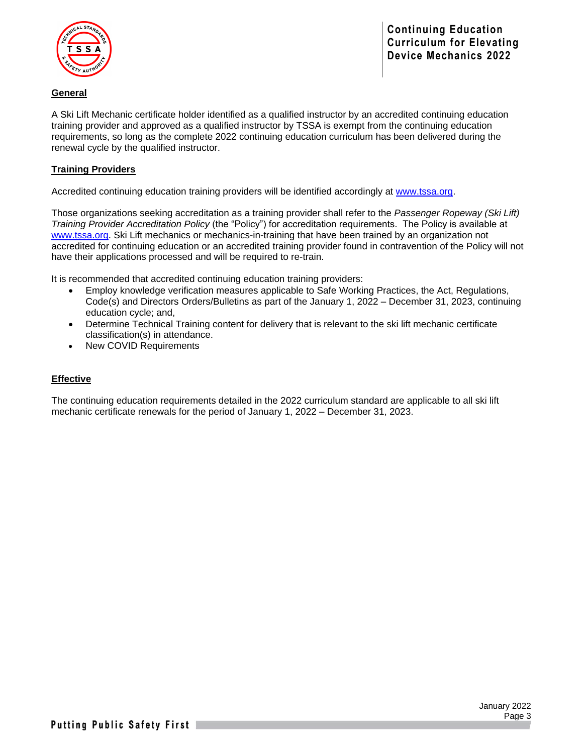## General

A Ski Lift Mechanic certificate holder identified as a qualified instructor by an accredited continuing education training provider and approved as a qualified instructor by TSSA is exempt from the continuing education requirements, so long as the complete 2022 continuing education curriculum has been delivered during the renewal cycle by the qualified instructor.

## Training Providers

Accredited continuing education training providers will be identified accordingly at www.tssa.org.

Those organizations seeking accreditation as a training provider shall refer to the *Passenger Ropeway (Ski Lift) Training Provider Accreditation Policy* (the "Policy") for accreditation requirements. The Policy is available at www.tssa.org. Ski Lift mechanics or mechanics-in-training that have been trained by an organization not accredited for continuing education or an accredited training provider found in contravention of the Policy will not have their applications processed and will be required to re-train.

It is recommended that accredited continuing education training providers:

- Employ knowledge verification measures applicable to Safe Working Practices, the Act, Regulations, Code(s) and Directors Orders/Bulletins as part of the January 1, 2022 – December 31, 2023, continuing education cycle; and,
- Determine Technical Training content for delivery that is relevant to the ski lift mechanic certificate classification(s) in attendance.
- New COVID Requirements

## Effective

The continuing education requirements detailed in the 2022 curriculum standard are applicable to all ski lift mechanic certificate renewals for the period of January 1, 2022 – December 31, 2023.